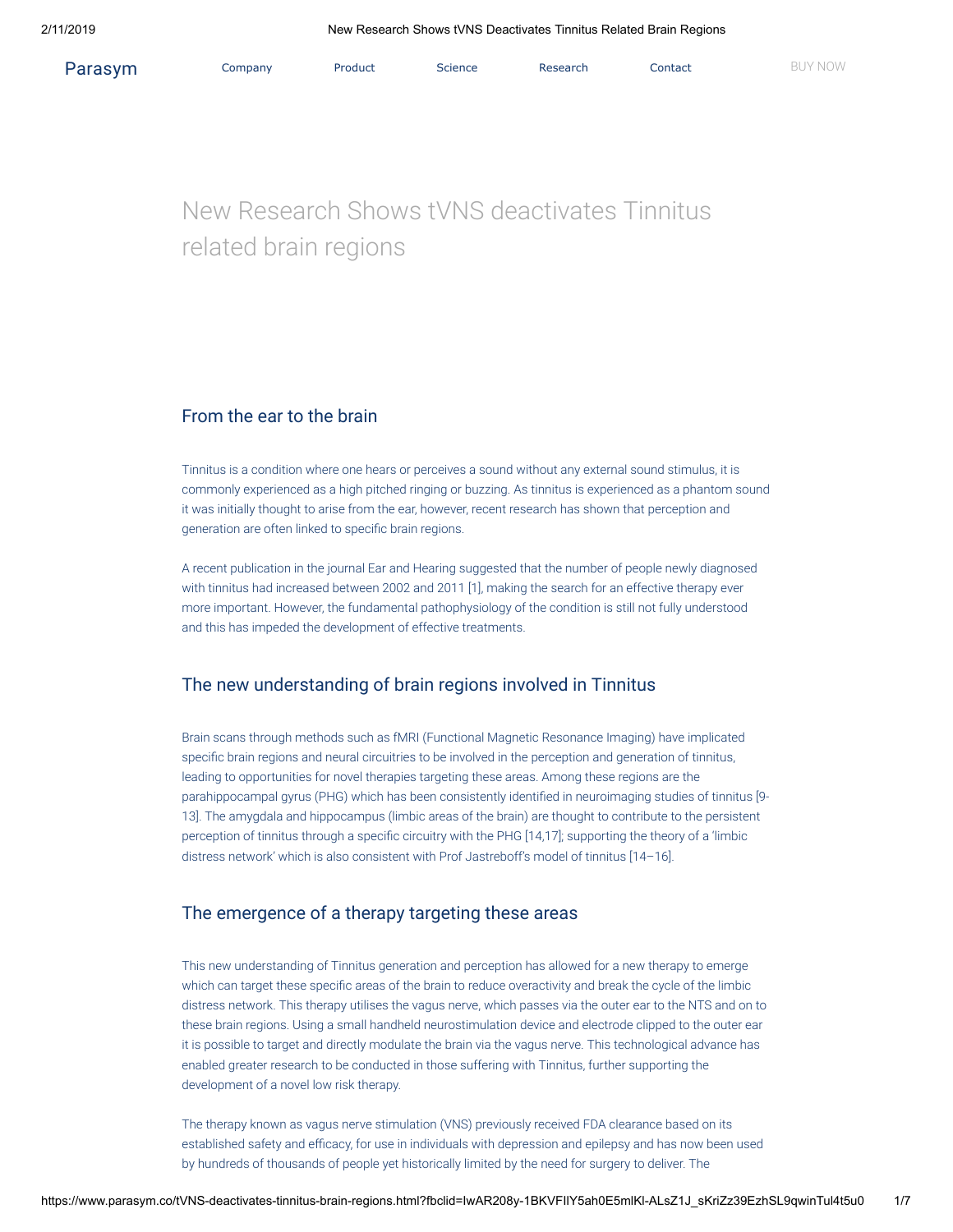# New Research Shows tVNS deactivates Tinnitus related brain regions

## From the ear to the brain

Tinnitus is a condition where one hears or perceives a sound without any external sound stimulus, it is commonly experienced as a high pitched ringing or buzzing. As tinnitus is experienced as a phantom sound it was initially thought to arise from the ear, however, recent research has shown that perception and generation are often linked to specific brain regions.

A recent publication in the journal Ear and Hearing suggested that the number of people newly diagnosed with tinnitus had increased between 2002 and 2011 [1], making the search for an effective therapy ever more important. However, the fundamental pathophysiology of the condition is still not fully understood and this has impeded the development of effective treatments.

## The new understanding of brain regions involved in Tinnitus

Brain scans through methods such as fMRI (Functional Magnetic Resonance Imaging) have implicated specific brain regions and neural circuitries to be involved in the perception and generation of tinnitus, leading to opportunities for novel therapies targeting these areas. Among these regions are the parahippocampal gyrus (PHG) which has been consistently identified in neuroimaging studies of tinnitus [9-13]. The amygdala and hippocampus (limbic areas of the brain) are thought to contribute to the persistent perception of tinnitus through a specific circuitry with the PHG [14,17]; supporting the theory of a 'limbic distress network' which is also consistent with Prof Jastreboff's model of tinnitus [14–16].

## The emergence of a therapy targeting these areas

This new understanding of Tinnitus generation and perception has allowed for a new therapy to emerge which can target these specific areas of the brain to reduce overactivity and break the cycle of the limbic distress network. This therapy utilises the vagus nerve, which passes via the outer ear to the NTS and on to these brain regions. Using a small handheld neurostimulation device and electrode clipped to the outer ear it is possible to target and directly modulate the brain via the vagus nerve. This technological advance has enabled greater research to be conducted in those suffering with Tinnitus, further supporting the development of a novel low risk therapy.

The therapy known as vagus nerve stimulation (VNS) previously received FDA clearance based on its established safety and efficacy, for use in individuals with depression and epilepsy and has now been used by hundreds of thousands of people yet historically limited by the need for surgery to deliver. The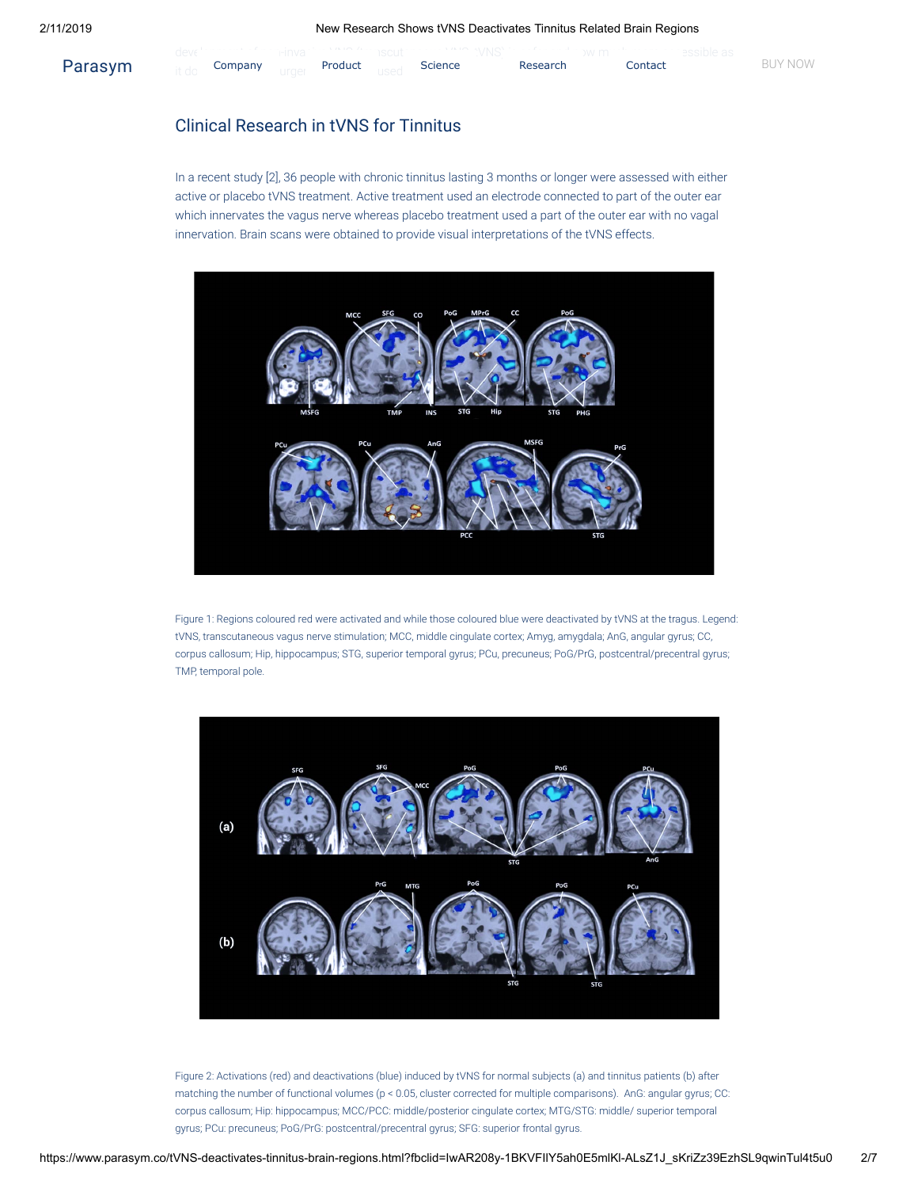## Clinical Research in tVNS for Tinnitus

In a recent study [2], 36 people with chronic tinnitus lasting 3 months or longer were assessed with either active or placebo tVNS treatment. Active treatment used an electrode connected to part of the outer ear which innervates the vagus nerve whereas placebo treatment used a part of the outer ear with no vagal innervation. Brain scans were obtained to provide visual interpretations of the tVNS effects.

Figure 1: Regions coloured red were activated and while those coloured blue were deactivated by tVNS at the tragus. Legend: tVNS, transcutaneous vagus nerve stimulation; MCC, middle cingulate cortex; Amyg, amygdala; AnG, angular gyrus; CC, corpus callosum; Hip, hippocampus; STG, superior temporal gyrus; PCu, precuneus; PoG/PrG, postcentral/precentral gyrus; TMP, temporal pole.

Figure 2: Activations (red) and deactivations (blue) induced by tVNS for normal subjects (a) and tinnitus patients (b) after matching the number of functional volumes ($p < 0.05$, cluster corrected for multiple comparisons). AnG: angular gyrus; CC: corpus callosum; Hip: hippocampus; MCC/PCC: middle/posterior cingulate cortex; MTG/STG: middle/ superior temporal gyrus; PCu: precuneus; PoG/PrG: postcentral/precentral gyrus; SFG: superior frontal gyrus.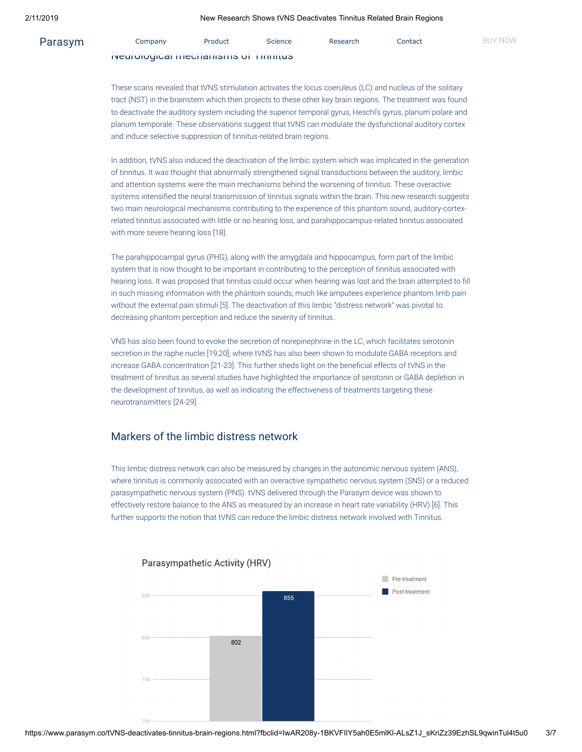## Neurological mechanisms of Tinnitus

These scans revealed that tVNS stimulation activates the locus coeruleus (LC) and nucleus of the solitary tract (NST) in the brainstem which then projects to these other key brain regions. The treatment was found to deactivate the auditory system including the superior temporal gyrus, Heschl's gyrus, planum polare and planum temporale. These observations suggest that tVNS can modulate the dysfunctional auditory cortex and induce selective suppression of tinnitus-related brain regions.

In addition, tVNS also induced the deactivation of the limbic system which was implicated in the generation of tinnitus. It was thought that abnormally strengthened signal transductions between the auditory, limbic and attention systems were the main mechanisms behind the worsening of tinnitus. These overactive systems intensified the neural transmission of tinnitus signals within the brain. This new research suggests two main neurological mechanisms contributing to the experience of this phantom sound, auditory-cortex-related tinnitus associated with little or no hearing loss, and parahippocampus-related tinnitus associated with more severe hearing loss [18].

The parahippocampal gyrus (PHG), along with the amygdala and hippocampus, form part of the limbic system that is now thought to be important in contributing to the perception of tinnitus associated with hearing loss. It was proposed that tinnitus could occur when hearing was lost and the brain attempted to fill in such missing information with the phantom sounds, much like amputees experience phantom limb pain without the external pain stimuli [5]. The deactivation of this limbic "distress network" was pivotal to decreasing phantom perception and reduce the severity of tinnitus.

VNS has also been found to evoke the secretion of norepinephrine in the LC, which facilitates serotonin secretion in the raphe nuclei [19,20]; where tVNS has also been shown to modulate GABA receptors and increase GABA concentration [21-23]. This further sheds light on the beneficial effects of tVNS in the treatment of tinnitus as several studies have highlighted the importance of serotonin or GABA depletion in the development of tinnitus, as well as indicating the effectiveness of treatments targeting these neurotransmitters [24-29].

## Markers of the limbic distress network

This limbic distress network can also be measured by changes in the autonomic nervous system (ANS), where tinnitus is commonly associated with an overactive sympathetic nervous system (SNS) or a reduced parasympathetic nervous system (PNS). tVNS delivered through the Parasym device was shown to effectively restore balance to the ANS as measured by an increase in heart rate variability (HRV) [6]. This further supports the notion that tVNS can reduce the limbic distress network involved with Tinnitus.

**Parasympathetic Activity (HRV)**

| | Parasympathetic Activity (HRV) |
|---|---|
| Pre-treatment | 802 |
| Post-treatment | 855 |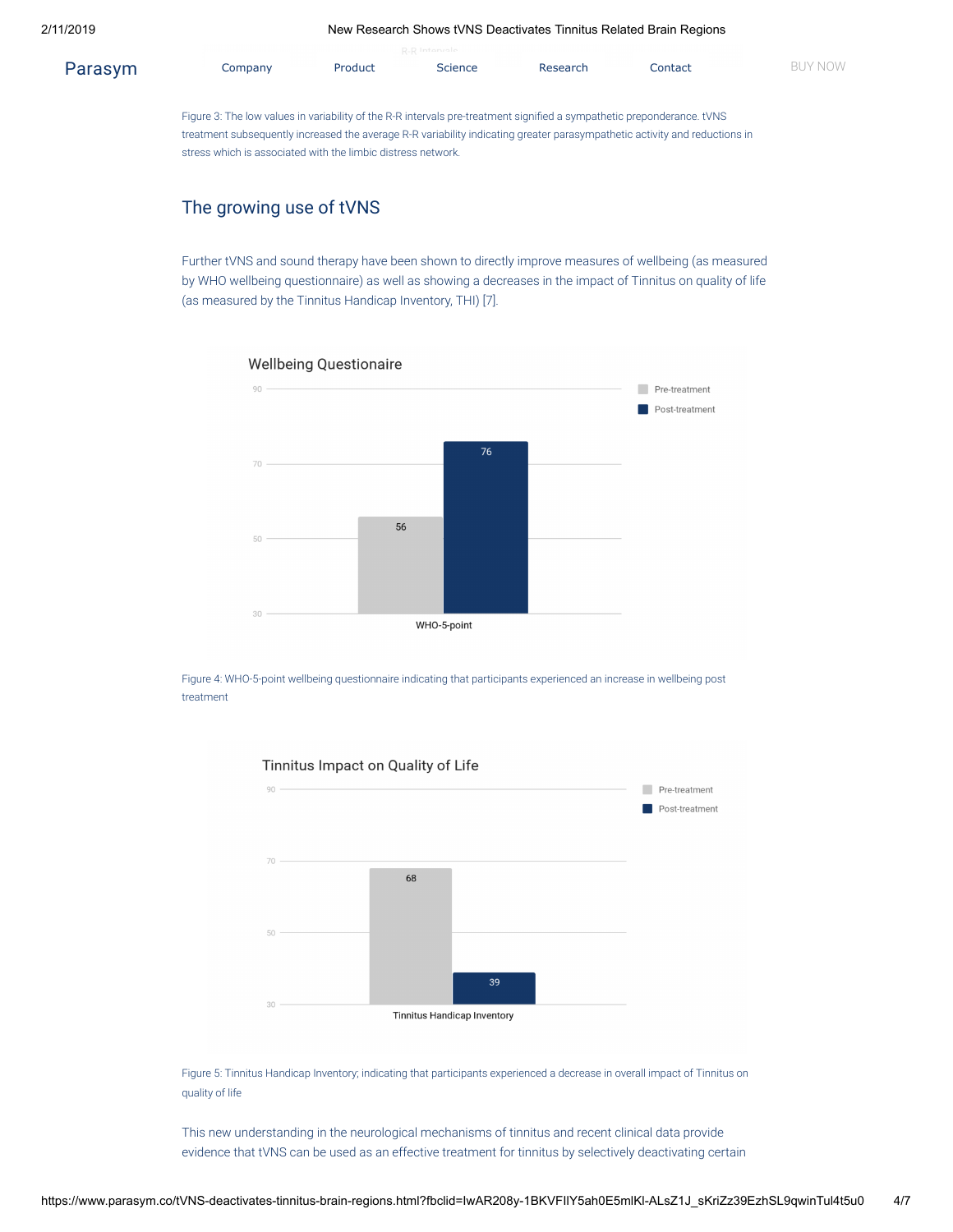Figure 3: The low values in variability of the R-R intervals pre-treatment signified a sympathetic preponderance. tVNS treatment subsequently increased the average R-R variability indicating greater parasympathetic activity and reductions in stress which is associated with the limbic distress network.

## The growing use of tVNS

Further tVNS and sound therapy have been shown to directly improve measures of wellbeing (as measured by WHO wellbeing questionnaire) as well as showing a decreases in the impact of Tinnitus on quality of life (as measured by the Tinnitus Handicap Inventory, THI) [7].

**Wellbeing Questionaire**

| | Pre-treatment | Post-treatment |
|---|---|---|
| WHO-5-point | 56 | 76 |

Figure 4: WHO-5-point wellbeing questionnaire indicating that participants experienced an increase in wellbeing post treatment

**Tinnitus Impact on Quality of Life**

| | Pre-treatment | Post-treatment |
|---|---|---|
| Tinnitus Handicap Inventory | 68 | 39 |

Figure 5: Tinnitus Handicap Inventory; indicating that participants experienced a decrease in overall impact of Tinnitus on quality of life

This new understanding in the neurological mechanisms of tinnitus and recent clinical data provide evidence that tVNS can be used as an effective treatment for tinnitus by selectively deactivating certain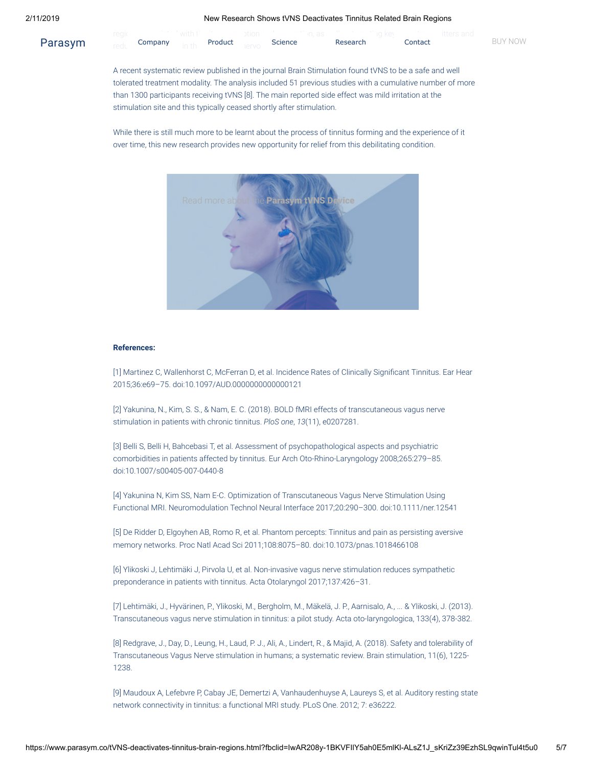A recent systematic review published in the journal Brain Stimulation found tVNS to be a safe and well tolerated treatment modality. The analysis included 51 previous studies with a cumulative number of more than 1300 participants receiving tVNS [8]. The main reported side effect was mild irritation at the stimulation site and this typically ceased shortly after stimulation.

While there is still much more to be learnt about the process of tinnitus forming and the experience of it over time, this new research provides new opportunity for relief from this debilitating condition.

Read more about the **Parasym tVNS Device**

**References:**

[1] Martinez C, Wallenhorst C, McFerran D, et al. Incidence Rates of Clinically Significant Tinnitus. Ear Hear 2015;36:e69–75. doi:10.1097/AUD.0000000000000121

[2] Yakunina, N., Kim, S. S., & Nam, E. C. (2018). BOLD fMRI effects of transcutaneous vagus nerve stimulation in patients with chronic tinnitus. *PloS one*, *13*(11), e0207281.

[3] Belli S, Belli H, Bahcebasi T, et al. Assessment of psychopathological aspects and psychiatric comorbidities in patients affected by tinnitus. Eur Arch Oto-Rhino-Laryngology 2008;265:279–85. doi:10.1007/s00405-007-0440-8

[4] Yakunina N, Kim SS, Nam E-C. Optimization of Transcutaneous Vagus Nerve Stimulation Using Functional MRI. Neuromodulation Technol Neural Interface 2017;20:290–300. doi:10.1111/ner.12541

[5] De Ridder D, Elgoyhen AB, Romo R, et al. Phantom percepts: Tinnitus and pain as persisting aversive memory networks. Proc Natl Acad Sci 2011;108:8075–80. doi:10.1073/pnas.1018466108

[6] Ylikoski J, Lehtimäki J, Pirvola U, et al. Non-invasive vagus nerve stimulation reduces sympathetic preponderance in patients with tinnitus. Acta Otolaryngol 2017;137:426–31.

[7] Lehtimäki, J., Hyvärinen, P., Ylikoski, M., Bergholm, M., Mäkelä, J. P., Aarnisalo, A., ... & Ylikoski, J. (2013). Transcutaneous vagus nerve stimulation in tinnitus: a pilot study. Acta oto-laryngologica, 133(4), 378-382.

[8] Redgrave, J., Day, D., Leung, H., Laud, P. J., Ali, A., Lindert, R., & Majid, A. (2018). Safety and tolerability of Transcutaneous Vagus Nerve stimulation in humans; a systematic review. Brain stimulation, 11(6), 1225-1238.

[9] Maudoux A, Lefebvre P, Cabay JE, Demertzi A, Vanhaudenhuyse A, Laureys S, et al. Auditory resting state network connectivity in tinnitus: a functional MRI study. PLoS One. 2012; 7: e36222.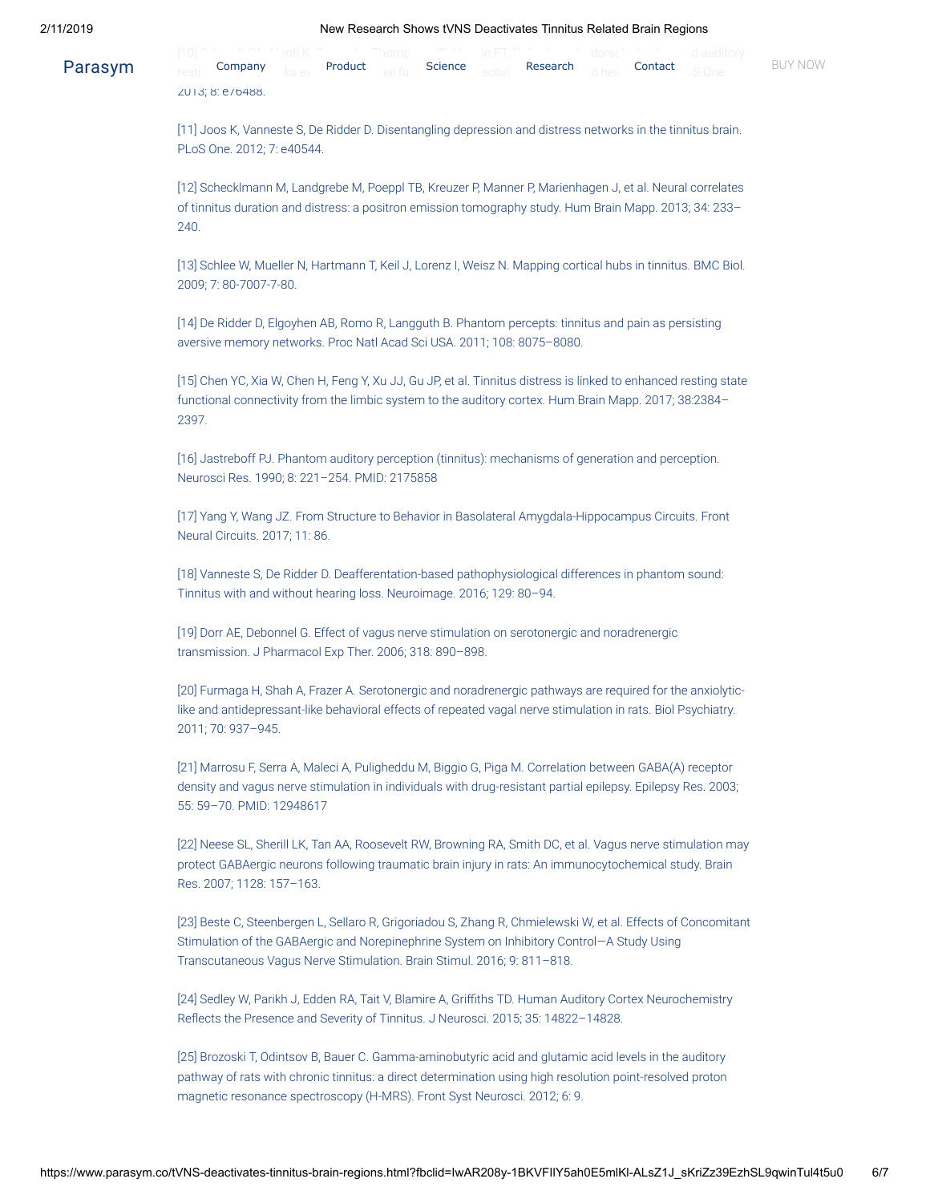[10] ... 2013; 8: e76488.

[11] Joos K, Vanneste S, De Ridder D. Disentangling depression and distress networks in the tinnitus brain. PLoS One. 2012; 7: e40544.

[12] Schecklmann M, Landgrebe M, Poeppl TB, Kreuzer P, Manner P, Marienhagen J, et al. Neural correlates of tinnitus duration and distress: a positron emission tomography study. Hum Brain Mapp. 2013; 34: 233–240.

[13] Schlee W, Mueller N, Hartmann T, Keil J, Lorenz I, Weisz N. Mapping cortical hubs in tinnitus. BMC Biol. 2009; 7: 80-7007-7-80.

[14] De Ridder D, Elgoyhen AB, Romo R, Langguth B. Phantom percepts: tinnitus and pain as persisting aversive memory networks. Proc Natl Acad Sci USA. 2011; 108: 8075–8080.

[15] Chen YC, Xia W, Chen H, Feng Y, Xu JJ, Gu JP, et al. Tinnitus distress is linked to enhanced resting state functional connectivity from the limbic system to the auditory cortex. Hum Brain Mapp. 2017; 38:2384–2397.

[16] Jastreboff PJ. Phantom auditory perception (tinnitus): mechanisms of generation and perception. Neurosci Res. 1990; 8: 221–254. PMID: 2175858

[17] Yang Y, Wang JZ. From Structure to Behavior in Basolateral Amygdala-Hippocampus Circuits. Front Neural Circuits. 2017; 11: 86.

[18] Vanneste S, De Ridder D. Deafferentation-based pathophysiological differences in phantom sound: Tinnitus with and without hearing loss. Neuroimage. 2016; 129: 80–94.

[19] Dorr AE, Debonnel G. Effect of vagus nerve stimulation on serotonergic and noradrenergic transmission. J Pharmacol Exp Ther. 2006; 318: 890–898.

[20] Furmaga H, Shah A, Frazer A. Serotonergic and noradrenergic pathways are required for the anxiolytic-like and antidepressant-like behavioral effects of repeated vagal nerve stimulation in rats. Biol Psychiatry. 2011; 70: 937–945.

[21] Marrosu F, Serra A, Maleci A, Puligheddu M, Biggio G, Piga M. Correlation between GABA(A) receptor density and vagus nerve stimulation in individuals with drug-resistant partial epilepsy. Epilepsy Res. 2003; 55: 59–70. PMID: 12948617

[22] Neese SL, Sherill LK, Tan AA, Roosevelt RW, Browning RA, Smith DC, et al. Vagus nerve stimulation may protect GABAergic neurons following traumatic brain injury in rats: An immunocytochemical study. Brain Res. 2007; 1128: 157–163.

[23] Beste C, Steenbergen L, Sellaro R, Grigoriadou S, Zhang R, Chmielewski W, et al. Effects of Concomitant Stimulation of the GABAergic and Norepinephrine System on Inhibitory Control—A Study Using Transcutaneous Vagus Nerve Stimulation. Brain Stimul. 2016; 9: 811–818.

[24] Sedley W, Parikh J, Edden RA, Tait V, Blamire A, Griffiths TD. Human Auditory Cortex Neurochemistry Reflects the Presence and Severity of Tinnitus. J Neurosci. 2015; 35: 14822–14828.

[25] Brozoski T, Odintsov B, Bauer C. Gamma-aminobutyric acid and glutamic acid levels in the auditory pathway of rats with chronic tinnitus: a direct determination using high resolution point-resolved proton magnetic resonance spectroscopy (H-MRS). Front Syst Neurosci. 2012; 6: 9.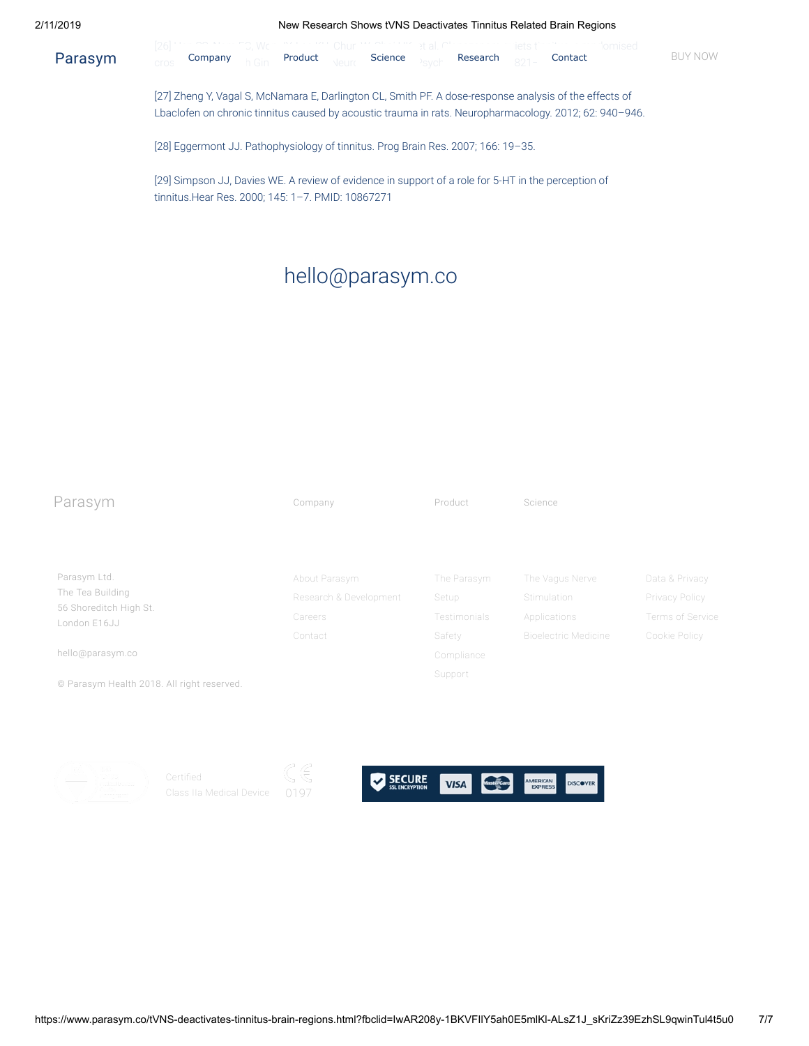[26] ... (partially obscured by navigation bar)

[27] Zheng Y, Vagal S, McNamara E, Darlington CL, Smith PF. A dose-response analysis of the effects of Lbaclofen on chronic tinnitus caused by acoustic trauma in rats. Neuropharmacology. 2012; 62: 940–946.

[28] Eggermont JJ. Pathophysiology of tinnitus. Prog Brain Res. 2007; 166: 19–35.

[29] Simpson JJ, Davies WE. A review of evidence in support of a role for 5-HT in the perception of tinnitus.Hear Res. 2000; 145: 1–7. PMID: 10867271

hello@parasym.co

Parasym

Parasym Ltd.
The Tea Building
56 Shoreditch High St.
London E16JJ

hello@parasym.co

© Parasym Health 2018. All right reserved.

**Company**
- About Parasym
- Research & Development
- Careers
- Contact

**Product**
- The Parasym
- Setup
- Testimonials
- Safety
- Compliance
- Support

**Science**
- The Vagus Nerve
- Stimulation
- Applications
- Bioelectric Medicine

**Data & Privacy**
- Privacy Policy
- Terms of Service
- Cookie Policy

Certified
Class IIa Medical Device

CE 0197